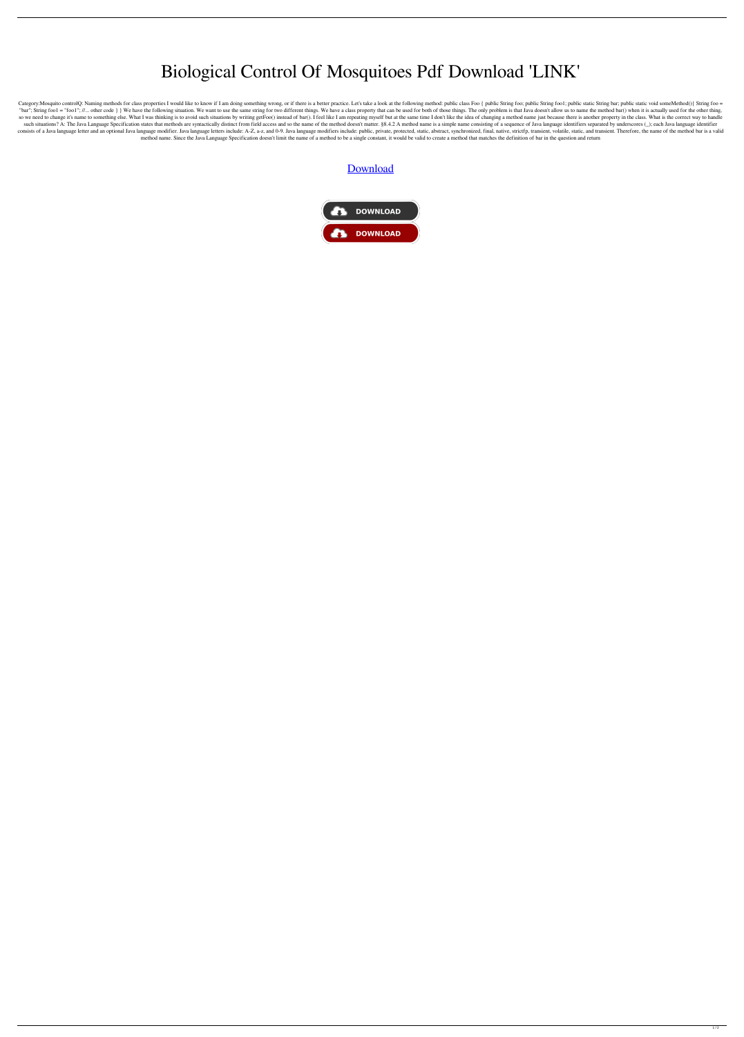# Biological Control Of Mosquitoes Pdf Download 'LINK'

Category:Mosquito controlQ: Naming methods for class properties I would like to know if I am doing something wrong, or if there is a better practice. Let's take a look at the following method: public class Foo { public String foo; public String foo1; public static String bar; public static void someMethod(){ String foo = "bar"; String foo1 = "foo1"; //... other code } } We have the following situation. We want to use the same string for two different things. We have a class property that can be used for both of those things. The only problem is that Java doesn't allow us to name the method bar() when it is actually used for the other thing, so we need to change it's name to something else. What I was thinking is to avoid such situations by writing getFoo() instead of bar(). I feel like I am repeating myself but at the same time I don't like the idea of changing a method name just because there is another property in the class. What is the correct way to handle such situations? A: The Java Language Specification states that methods are syntactically distinct from field access and so the name of the method doesn't matter. §8.4.2 A method name is a simple name consisting of a sequence of Java language identifiers separated by underscores (_); each Java language identifier consists of a Java language letter and an optional Java language modifier. Java language letters include: A-Z, a-z, and 0-9. Java language modifiers include: public, private, protected, static, abstract, synchronized, final, native, strictfp, transient, volatile, static, and transient. Therefore, the name of the method bar is a valid method name. Since the Java Language Specification doesn't limit the name of a method to be a single constant, it would be valid to create a method that matches the definition of bar in the question and return

Download

DOWNLOAD

DOWNLOAD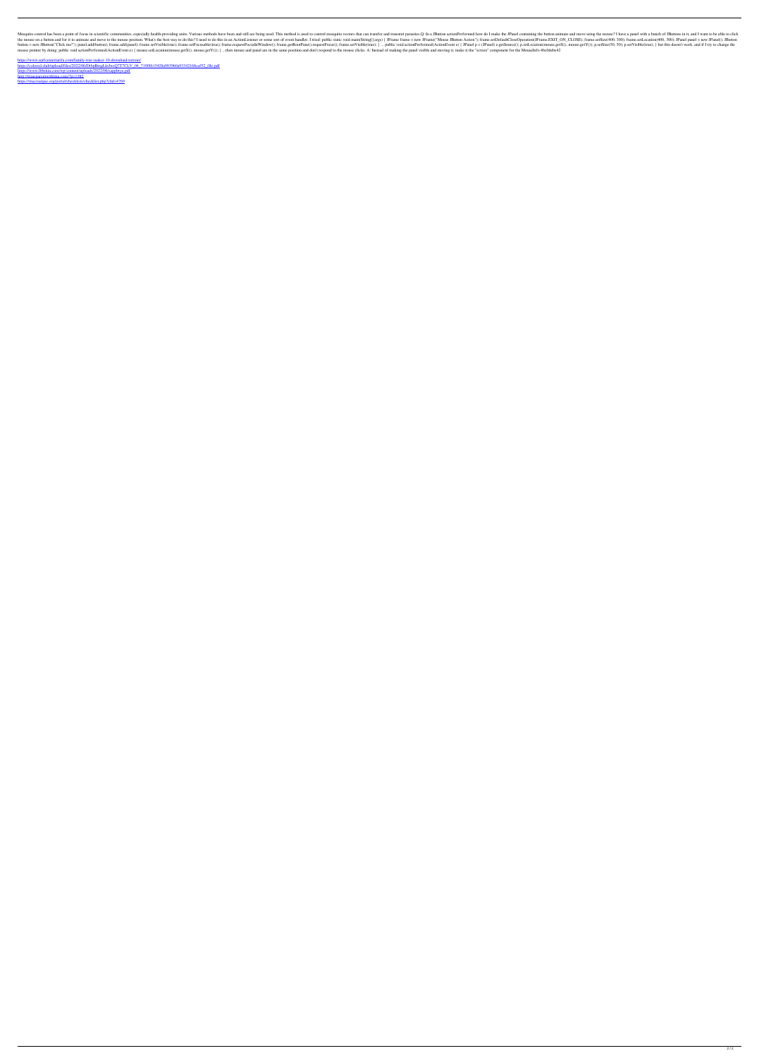Mosquito control has been a point of focus in scientific communities, especially health-providing units. Various methods have been and still are being used. This method is used to control mosquito vectors that can transfer and transmit parasites.Q: In a JButton actionPerformed how do I make the JPanel containing the button animate and move using the mouse? I have a panel with a bunch of JButtons in it, and I want to be able to click the mouse on a button and for it to animate and move to the mouse position. What's the best way to do this? I need to do this in an ActionListener or some sort of event handler. I tried: public static void main(String[] args) { JFrame frame = new JFrame("Mouse JButton Action"); frame.setDefaultCloseOperation(JFrame.EXIT_ON_CLOSE); frame.setSize(400, 300); frame.setLocation(400, 300); JPanel panel = new JPanel(); JButton button = new JButton("Click me!"); panel.add(button); frame.add(panel); frame.setVisible(true); frame.setFocusable(true); frame.requestFocusInWindow(); frame.getRootPane().requestFocus(); frame.setVisible(true); } ... public void actionPerformed(ActionEvent e) { JPanel p = (JPanel) e.getSource(); p.setLocation(mouse.getX(), mouse.getY()); p.setSize(50, 50); p.setVisible(true); } but this doesn't work, and if I try to change the mouse pointer by doing: public void actionPerformed(ActionEvent e) { mouse.setLocation(mouse.getX(), mouse.getY()); } ...then mouse and panel are in the same position and don't respond to the mouse clicks. A: Instead of making the panel visible and moving it, make it the "screen" component for the MouseInfo 4bc0debe42

https://www.surfcentertarifa.com/family-tree-maker-10-download-torrent/
https://colored.club/upload/files/2022/06/D4plBnqLIchvsQ7T7CLV_04_719f8b15428a083960a93342168caf52_file.pdf
https://www.f8btkin.com/wp-content/uploads/2022/06/sappbrye.pdf
http://someuae.com/?p=1382
https://mascocolgae.org/portal/checklists/checklist.php?clid=4769